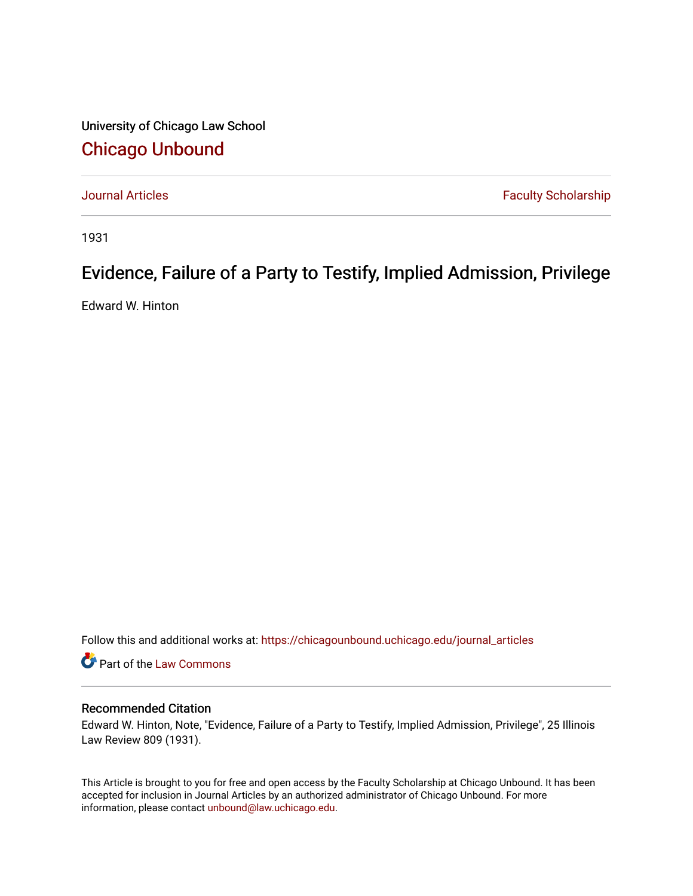University of Chicago Law School

## Chicago Unbound

Journal Articles | Faculty Scholarship

1931

# Evidence, Failure of a Party to Testify, Implied Admission, Privilege

Edward W. Hinton

Follow this and additional works at: https://chicagounbound.uchicago.edu/journal_articles

Part of the Law Commons

### Recommended Citation

Edward W. Hinton, Note, "Evidence, Failure of a Party to Testify, Implied Admission, Privilege", 25 Illinois Law Review 809 (1931).

This Article is brought to you for free and open access by the Faculty Scholarship at Chicago Unbound. It has been accepted for inclusion in Journal Articles by an authorized administrator of Chicago Unbound. For more information, please contact unbound@law.uchicago.edu.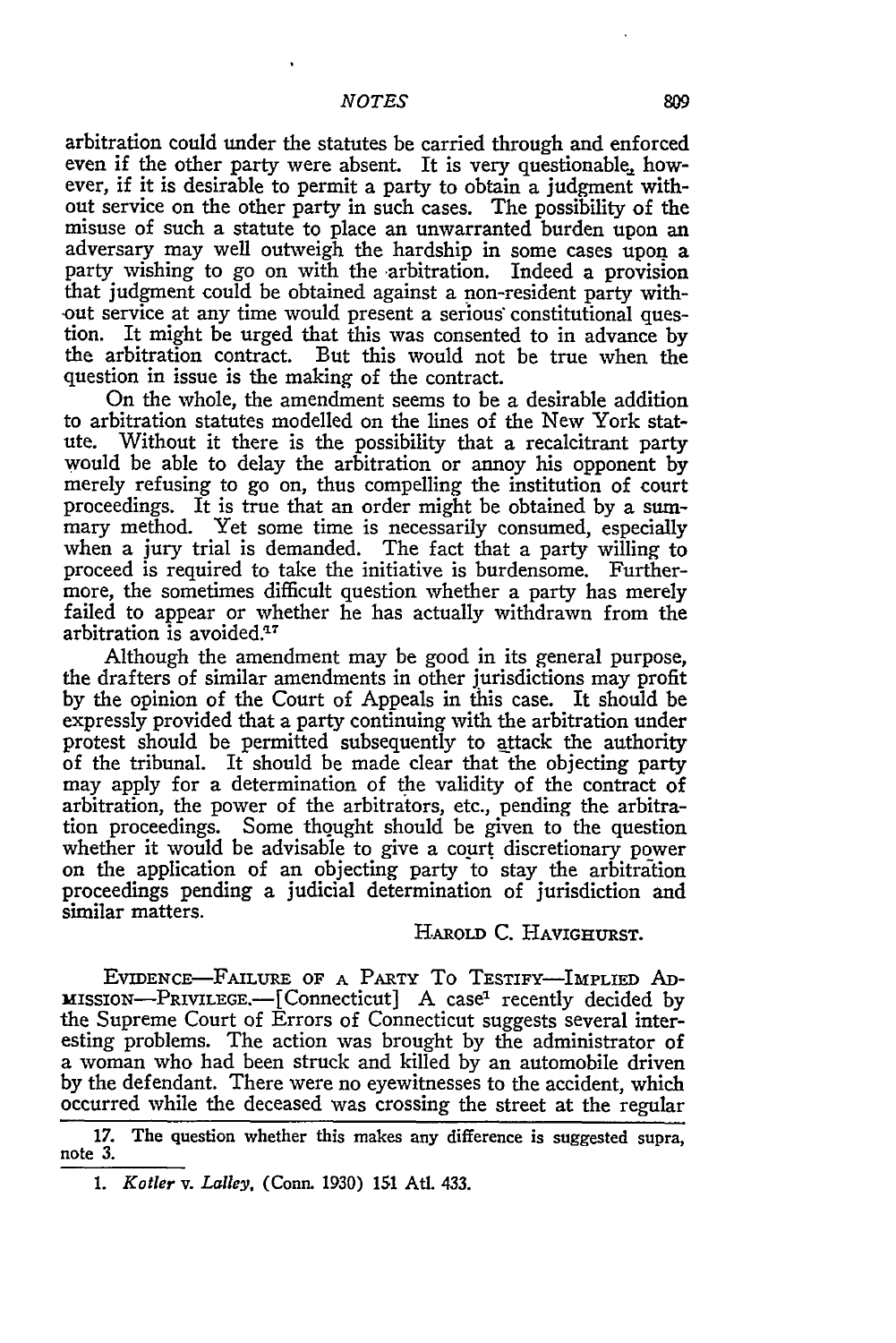arbitration could under the statutes be carried through and enforced even if the other party were absent. It is very questionable, however, if it is desirable to permit a party to obtain a judgment without service on the other party in such cases. The possibility of the misuse of such a statute to place an unwarranted burden upon an adversary may well outweigh the hardship in some cases upon a party wishing to go on with the arbitration. Indeed a provision that judgment could be obtained against a non-resident party without service at any time would present a serious constitutional question. It might be urged that this was consented to in advance by the arbitration contract. But this would not be true when the question in issue is the making of the contract.

On the whole, the amendment seems to be a desirable addition to arbitration statutes modelled on the lines of the New York statute. Without it there is the possibility that a recalcitrant party would be able to delay the arbitration or annoy his opponent by merely refusing to go on, thus compelling the institution of court proceedings. It is true that an order might be obtained by a summary method. Yet some time is necessarily consumed, especially when a jury trial is demanded. The fact that a party willing to proceed is required to take the initiative is burdensome. Furthermore, the sometimes difficult question whether a party has merely failed to appear or whether he has actually withdrawn from the arbitration is avoided.[17]

Although the amendment may be good in its general purpose, the drafters of similar amendments in other jurisdictions may profit by the opinion of the Court of Appeals in this case. It should be expressly provided that a party continuing with the arbitration under protest should be permitted subsequently to attack the authority of the tribunal. It should be made clear that the objecting party may apply for a determination of the validity of the contract of arbitration, the power of the arbitrators, etc., pending the arbitration proceedings. Some thought should be given to the question whether it would be advisable to give a court discretionary power on the application of an objecting party to stay the arbitration proceedings pending a judicial determination of jurisdiction and similar matters.

HAROLD C. HAVIGHURST.

EVIDENCE—FAILURE OF A PARTY TO TESTIFY—IMPLIED ADMISSION—PRIVILEGE.—[Connecticut] A case[1] recently decided by the Supreme Court of Errors of Connecticut suggests several interesting problems. The action was brought by the administrator of a woman who had been struck and killed by an automobile driven by the defendant. There were no eyewitnesses to the accident, which occurred while the deceased was crossing the street at the regular

---

17. The question whether this makes any difference is suggested supra, note 3.

1. *Kotler v. Lalley*, (Conn. 1930) 151 Atl. 433.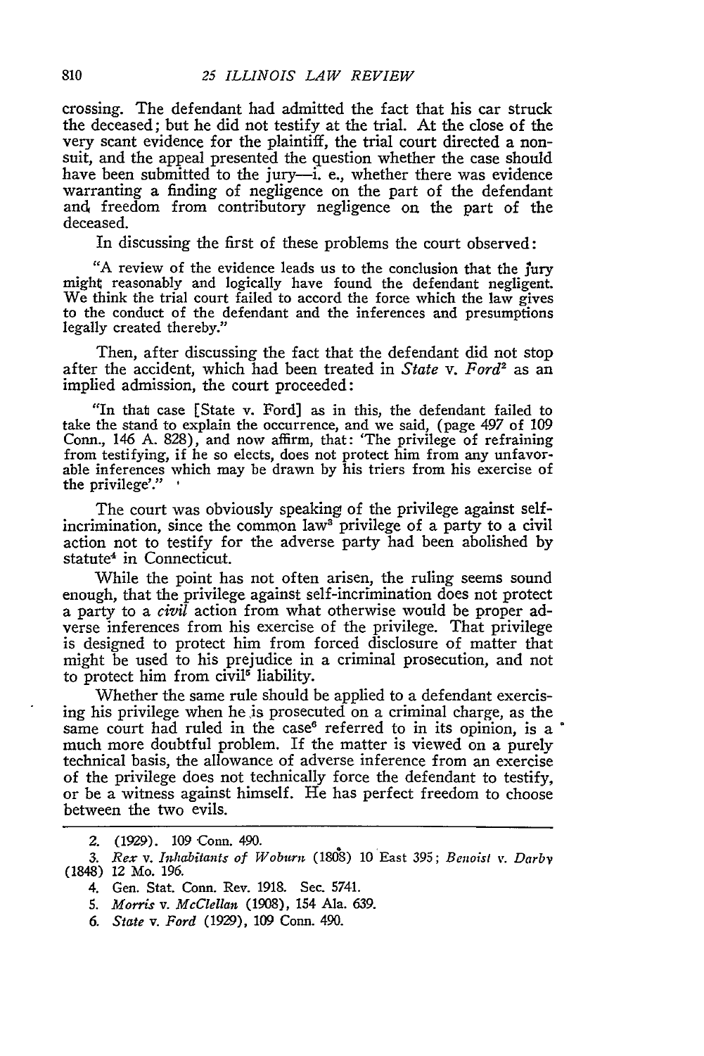crossing. The defendant had admitted the fact that his car struck the deceased; but he did not testify at the trial. At the close of the very scant evidence for the plaintiff, the trial court directed a nonsuit, and the appeal presented the question whether the case should have been submitted to the jury—i. e., whether there was evidence warranting a finding of negligence on the part of the defendant and freedom from contributory negligence on the part of the deceased.

In discussing the first of these problems the court observed:

> "A review of the evidence leads us to the conclusion that the jury might reasonably and logically have found the defendant negligent. We think the trial court failed to accord the force which the law gives to the conduct of the defendant and the inferences and presumptions legally created thereby."

Then, after discussing the fact that the defendant did not stop after the accident, which had been treated in *State* v. *Ford*[2] as an implied admission, the court proceeded:

> "In that case [State v. Ford] as in this, the defendant failed to take the stand to explain the occurrence, and we said, (page 497 of 109 Conn., 146 A. 828), and now affirm, that: 'The privilege of refraining from testifying, if he so elects, does not protect him from any unfavorable inferences which may be drawn by his triers from his exercise of the privilege'."

The court was obviously speaking of the privilege against self-incrimination, since the common law[3] privilege of a party to a civil action not to testify for the adverse party had been abolished by statute[4] in Connecticut.

While the point has not often arisen, the ruling seems sound enough, that the privilege against self-incrimination does not protect a party to a *civil* action from what otherwise would be proper adverse inferences from his exercise of the privilege. That privilege is designed to protect him from forced disclosure of matter that might be used to his prejudice in a criminal prosecution, and not to protect him from civil[5] liability.

Whether the same rule should be applied to a defendant exercising his privilege when he is prosecuted on a criminal charge, as the same court had ruled in the case[6] referred to in its opinion, is a much more doubtful problem. If the matter is viewed on a purely technical basis, the allowance of adverse inference from an exercise of the privilege does not technically force the defendant to testify, or be a witness against himself. He has perfect freedom to choose between the two evils.

---

2. (1929). 109 Conn. 490.

3. *Rex* v. *Inhabitants of Woburn* (1808) 10 East 395; *Benoist* v. *Darby* (1848) 12 Mo. 196.

4. Gen. Stat. Conn. Rev. 1918. Sec. 5741.

5. *Morris* v. *McClellan* (1908), 154 Ala. 639.

6. *State* v. *Ford* (1929), 109 Conn. 490.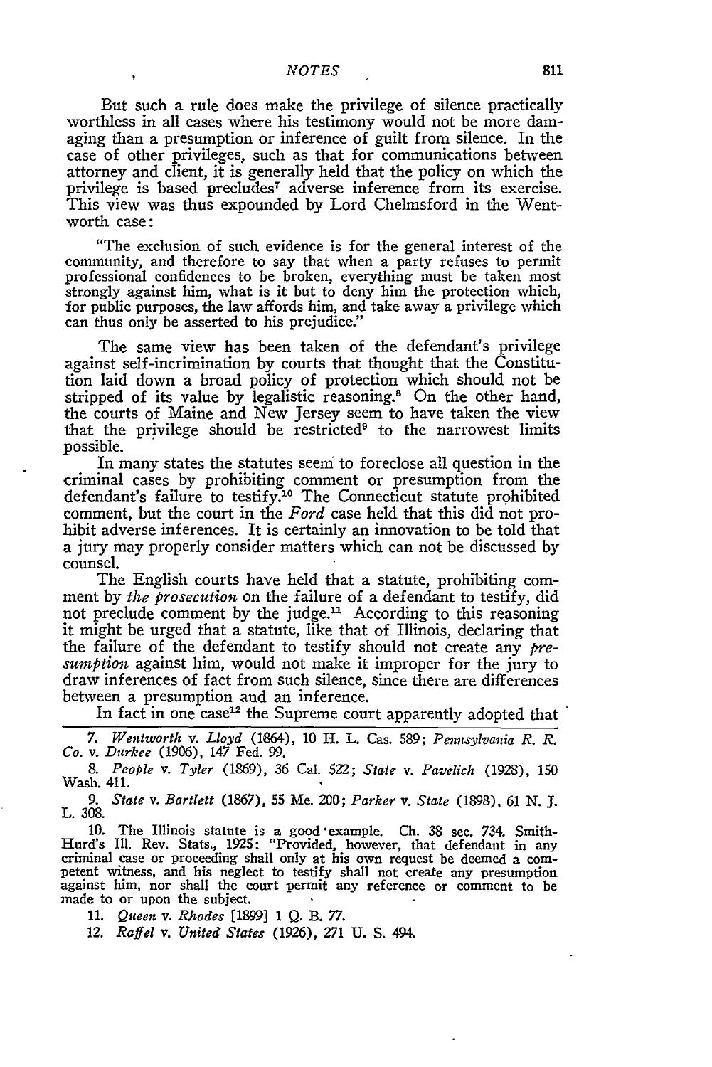But such a rule does make the privilege of silence practically worthless in all cases where his testimony would not be more damaging than a presumption or inference of guilt from silence. In the case of other privileges, such as that for communications between attorney and client, it is generally held that the policy on which the privilege is based precludes[7] adverse inference from its exercise. This view was thus expounded by Lord Chelmsford in the Wentworth case:

> "The exclusion of such evidence is for the general interest of the community, and therefore to say that when a party refuses to permit professional confidences to be broken, everything must be taken most strongly against him, what is it but to deny him the protection which, for public purposes, the law affords him, and take away a privilege which can thus only be asserted to his prejudice."

The same view has been taken of the defendant's privilege against self-incrimination by courts that thought that the Constitution laid down a broad policy of protection which should not be stripped of its value by legalistic reasoning.[8] On the other hand, the courts of Maine and New Jersey seem to have taken the view that the privilege should be restricted[9] to the narrowest limits possible.

In many states the statutes seem to foreclose all question in the criminal cases by prohibiting comment or presumption from the defendant's failure to testify.[10] The Connecticut statute prohibited comment, but the court in the *Ford* case held that this did not prohibit adverse inferences. It is certainly an innovation to be told that a jury may properly consider matters which can not be discussed by counsel.

The English courts have held that a statute, prohibiting comment by *the prosecution* on the failure of a defendant to testify, did not preclude comment by the judge.[11] According to this reasoning it might be urged that a statute, like that of Illinois, declaring that the failure of the defendant to testify should not create any *presumption* against him, would not make it improper for the jury to draw inferences of fact from such silence, since there are differences between a presumption and an inference.

In fact in one case[12] the Supreme court apparently adopted that

---

7. *Wentworth* v. *Lloyd* (1864), 10 H. L. Cas. 589; *Pennsylvania R. R. Co.* v. *Durkee* (1906), 147 Fed. 99.

8. *People* v. *Tyler* (1869), 36 Cal. 522; *State* v. *Pavelich* (1928), 150 Wash. 411.

9. *State* v. *Bartlett* (1867), 55 Me. 200; *Parker* v. *State* (1898), 61 N. J. L. 308.

10. The Illinois statute is a good example. Ch. 38 sec. 734. Smith-Hurd's Ill. Rev. Stats., 1925: "Provided, however, that defendant in any criminal case or proceeding shall only at his own request be deemed a competent witness, and his neglect to testify shall not create any presumption against him, nor shall the court permit any reference or comment to be made to or upon the subject.

11. *Queen* v. *Rhodes* [1899] 1 Q. B. 77.

12. *Raffel* v. *United States* (1926), 271 U. S. 494.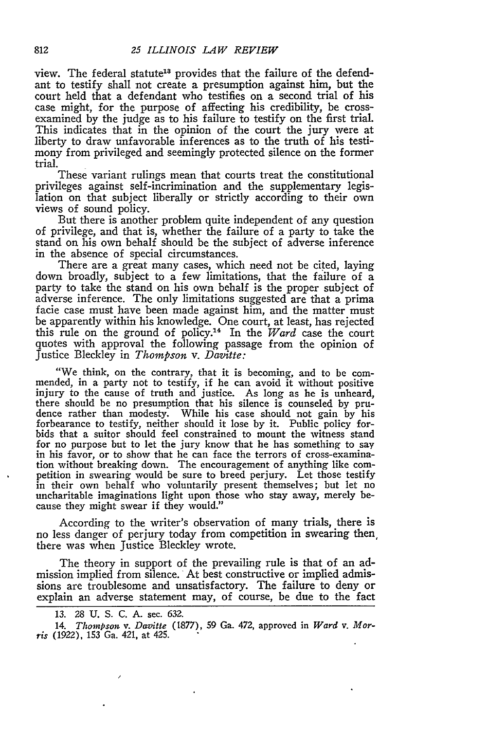view. The federal statute[13] provides that the failure of the defendant to testify shall not create a presumption against him, but the court held that a defendant who testifies on a second trial of his case might, for the purpose of affecting his credibility, be cross-examined by the judge as to his failure to testify on the first trial. This indicates that in the opinion of the court the jury were at liberty to draw unfavorable inferences as to the truth of his testimony from privileged and seemingly protected silence on the former trial.

These variant rulings mean that courts treat the constitutional privileges against self-incrimination and the supplementary legislation on that subject liberally or strictly according to their own views of sound policy.

But there is another problem quite independent of any question of privilege, and that is, whether the failure of a party to take the stand on his own behalf should be the subject of adverse inference in the absence of special circumstances.

There are a great many cases, which need not be cited, laying down broadly, subject to a few limitations, that the failure of a party to take the stand on his own behalf is the proper subject of adverse inference. The only limitations suggested are that a prima facie case must have been made against him, and the matter must be apparently within his knowledge. One court, at least, has rejected this rule on the ground of policy.[14] In the *Ward* case the court quotes with approval the following passage from the opinion of Justice Bleckley in *Thompson* v. *Davitte:*

> "We think, on the contrary, that it is becoming, and to be commended, in a party not to testify, if he can avoid it without positive injury to the cause of truth and justice. As long as he is unheard, there should be no presumption that his silence is counseled by prudence rather than modesty. While his case should not gain by his forbearance to testify, neither should it lose by it. Public policy forbids that a suitor should feel constrained to mount the witness stand for no purpose but to let the jury know that he has something to say in his favor, or to show that he can face the terrors of cross-examination without breaking down. The encouragement of anything like competition in swearing would be sure to breed perjury. Let those testify in their own behalf who voluntarily present themselves; but let no uncharitable imaginations light upon those who stay away, merely because they might swear if they would."

According to the writer's observation of many trials, there is no less danger of perjury today from competition in swearing then, there was when Justice Bleckley wrote.

The theory in support of the prevailing rule is that of an admission implied from silence. At best constructive or implied admissions are troublesome and unsatisfactory. The failure to deny or explain an adverse statement may, of course, be due to the fact

---

13. 28 U. S. C. A. sec. 632.

14. *Thompson* v. *Davitte* (1877), 59 Ga. 472, approved in *Ward* v. *Morris* (1922), 153 Ga. 421, at 425.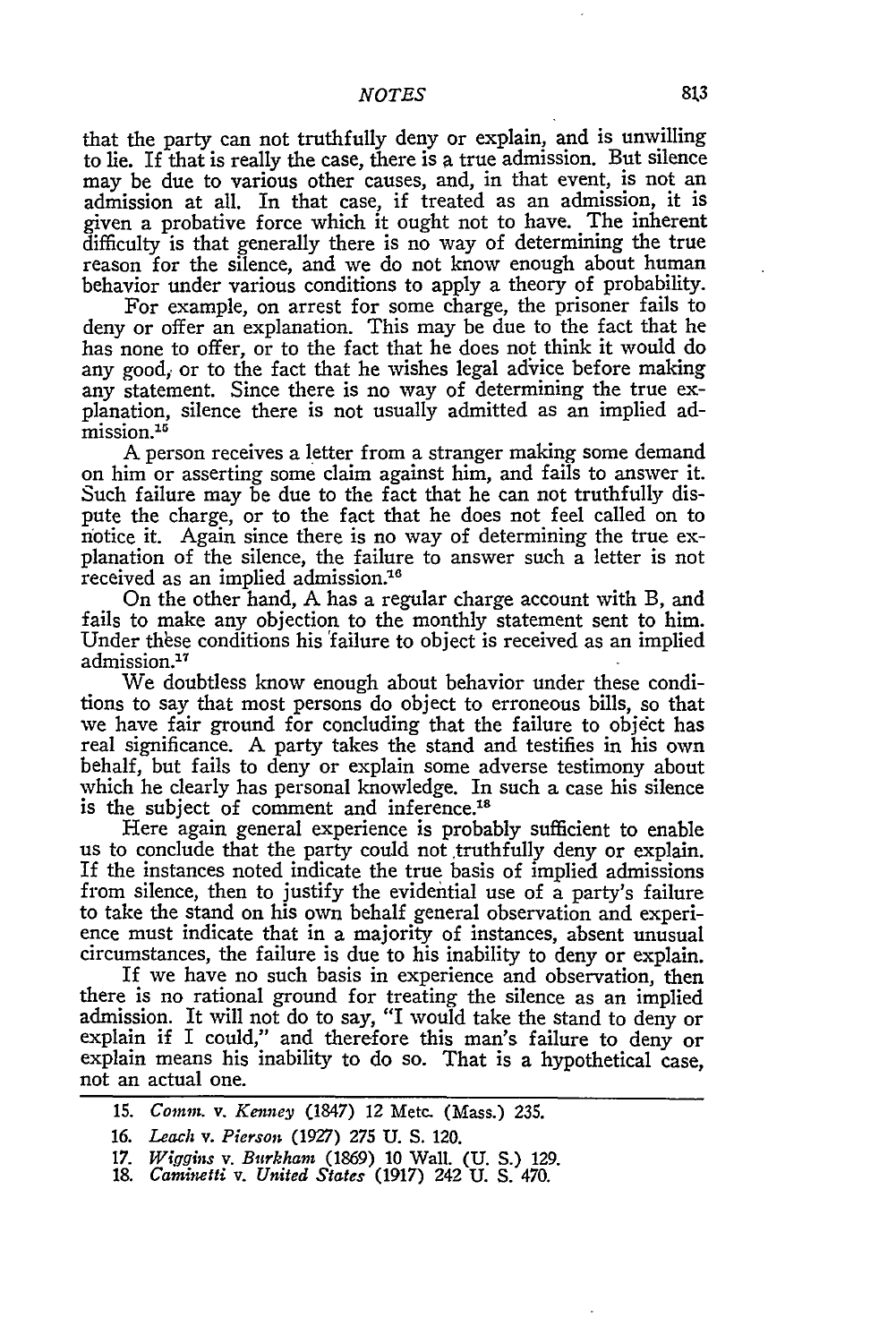that the party can not truthfully deny or explain, and is unwilling to lie. If that is really the case, there is a true admission. But silence may be due to various other causes, and, in that event, is not an admission at all. In that case, if treated as an admission, it is given a probative force which it ought not to have. The inherent difficulty is that generally there is no way of determining the true reason for the silence, and we do not know enough about human behavior under various conditions to apply a theory of probability.

For example, on arrest for some charge, the prisoner fails to deny or offer an explanation. This may be due to the fact that he has none to offer, or to the fact that he does not think it would do any good, or to the fact that he wishes legal advice before making any statement. Since there is no way of determining the true explanation, silence there is not usually admitted as an implied admission.[15]

A person receives a letter from a stranger making some demand on him or asserting some claim against him, and fails to answer it. Such failure may be due to the fact that he can not truthfully dispute the charge, or to the fact that he does not feel called on to notice it. Again since there is no way of determining the true explanation of the silence, the failure to answer such a letter is not received as an implied admission.[16]

On the other hand, A has a regular charge account with B, and fails to make any objection to the monthly statement sent to him. Under these conditions his failure to object is received as an implied admission.[17]

We doubtless know enough about behavior under these conditions to say that most persons do object to erroneous bills, so that we have fair ground for concluding that the failure to object has real significance. A party takes the stand and testifies in his own behalf, but fails to deny or explain some adverse testimony about which he clearly has personal knowledge. In such a case his silence is the subject of comment and inference.[18]

Here again general experience is probably sufficient to enable us to conclude that the party could not truthfully deny or explain. If the instances noted indicate the true basis of implied admissions from silence, then to justify the evidential use of a party's failure to take the stand on his own behalf general observation and experience must indicate that in a majority of instances, absent unusual circumstances, the failure is due to his inability to deny or explain.

If we have no such basis in experience and observation, then there is no rational ground for treating the silence as an implied admission. It will not do to say, "I would take the stand to deny or explain if I could," and therefore this man's failure to deny or explain means his inability to do so. That is a hypothetical case, not an actual one.

---

15. *Comm. v. Kenney* (1847) 12 Metc. (Mass.) 235.
16. *Leach v. Pierson* (1927) 275 U. S. 120.
17. *Wiggins v. Burkham* (1869) 10 Wall. (U. S.) 129.
18. *Caminetti v. United States* (1917) 242 U. S. 470.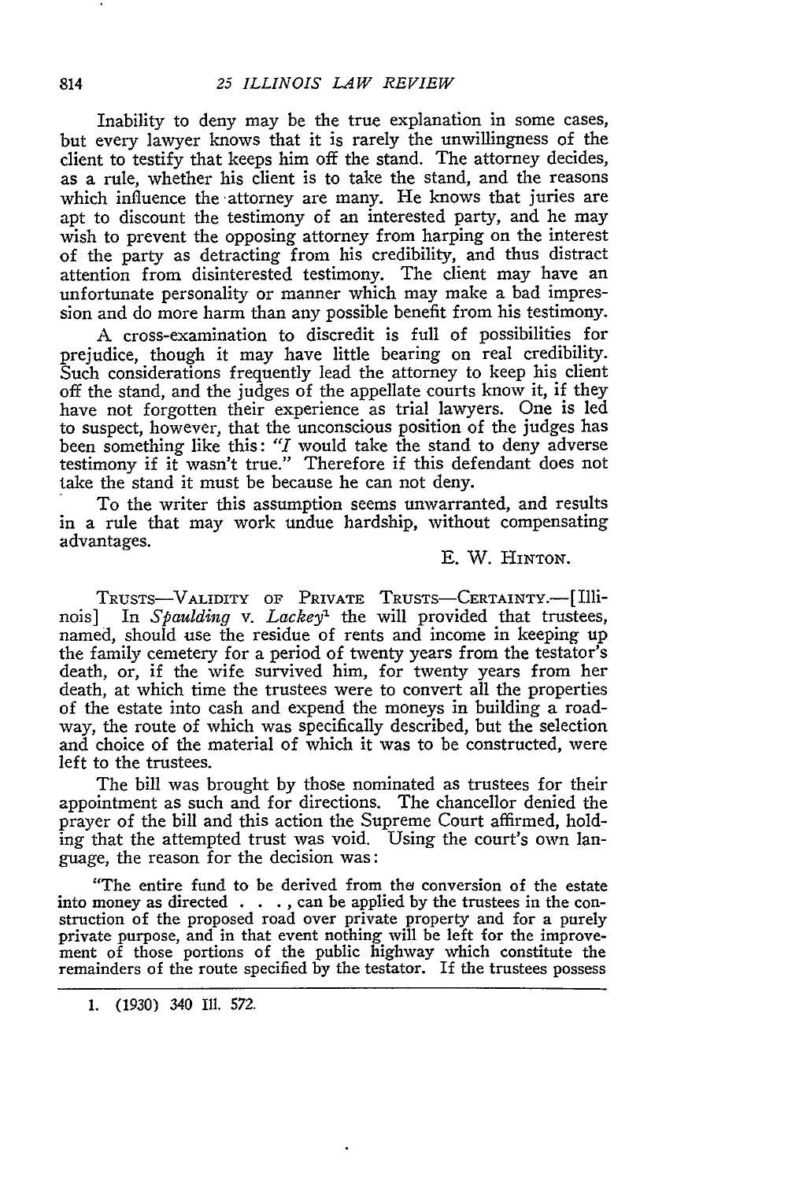Inability to deny may be the true explanation in some cases, but every lawyer knows that it is rarely the unwillingness of the client to testify that keeps him off the stand. The attorney decides, as a rule, whether his client is to take the stand, and the reasons which influence the attorney are many. He knows that juries are apt to discount the testimony of an interested party, and he may wish to prevent the opposing attorney from harping on the interest of the party as detracting from his credibility, and thus distract attention from disinterested testimony. The client may have an unfortunate personality or manner which may make a bad impression and do more harm than any possible benefit from his testimony.

A cross-examination to discredit is full of possibilities for prejudice, though it may have little bearing on real credibility. Such considerations frequently lead the attorney to keep his client off the stand, and the judges of the appellate courts know it, if they have not forgotten their experience as trial lawyers. One is led to suspect, however, that the unconscious position of the judges has been something like this: "*I* would take the stand to deny adverse testimony if it wasn't true." Therefore if this defendant does not take the stand it must be because he can not deny.

To the writer this assumption seems unwarranted, and results in a rule that may work undue hardship, without compensating advantages.

E. W. Hinton.

Trusts—Validity of Private Trusts—Certainty.—[Illinois] In *Spaulding* v. *Lackey*[1] the will provided that trustees, named, should use the residue of rents and income in keeping up the family cemetery for a period of twenty years from the testator's death, or, if the wife survived him, for twenty years from her death, at which time the trustees were to convert all the properties of the estate into cash and expend the moneys in building a roadway, the route of which was specifically described, but the selection and choice of the material of which it was to be constructed, were left to the trustees.

The bill was brought by those nominated as trustees for their appointment as such and for directions. The chancellor denied the prayer of the bill and this action the Supreme Court affirmed, holding that the attempted trust was void. Using the court's own language, the reason for the decision was:

"The entire fund to be derived from the conversion of the estate into money as directed . . . , can be applied by the trustees in the construction of the proposed road over private property and for a purely private purpose, and in that event nothing will be left for the improvement of those portions of the public highway which constitute the remainders of the route specified by the testator. If the trustees possess

1. (1930) 340 Ill. 572.